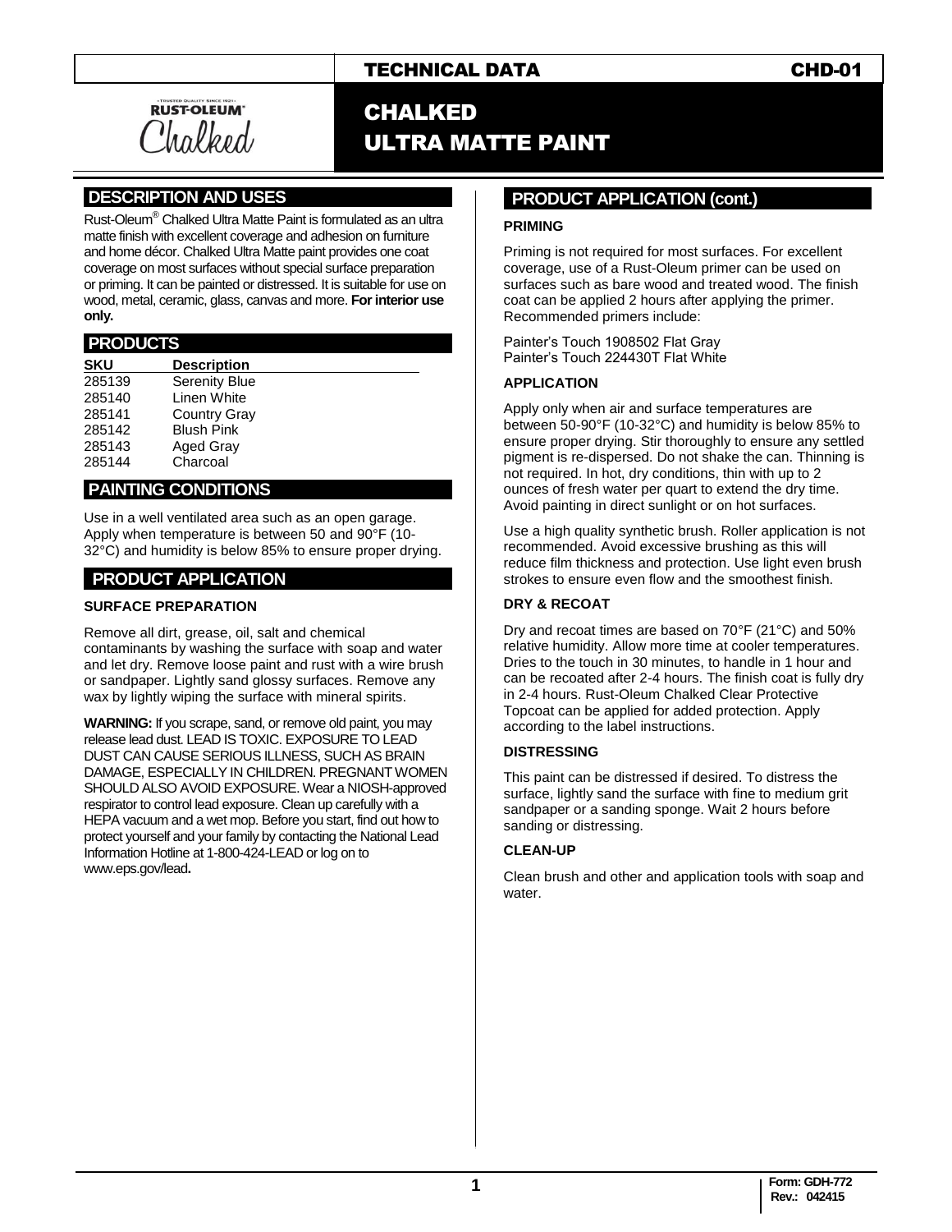TECHNICAL DATA CHD-01

# CHALKED ULTRA MATTE PAINT

## DESCRIPTION AND USES

Rust-Oleum® Chalked Ultra Matte Paint is formulated as an ultra matte finish with excellent coverage and adhesion on furniture and home décor. Chalked Ultra Matte paint provides one coat coverage on most surfaces without special surface preparation or priming. It can be painted or distressed. It is suitable for use on wood, metal, ceramic, glass, canvas and more. **For interior use only.**

## PRODUCTS

| SKU | Description |
|---|---|
| 285139 | Serenity Blue |
| 285140 | Linen White |
| 285141 | Country Gray |
| 285142 | Blush Pink |
| 285143 | Aged Gray |
| 285144 | Charcoal |

## PAINTING CONDITIONS

Use in a well ventilated area such as an open garage. Apply when temperature is between 50 and 90°F (10-32°C) and humidity is below 85% to ensure proper drying.

## PRODUCT APPLICATION

### SURFACE PREPARATION

Remove all dirt, grease, oil, salt and chemical contaminants by washing the surface with soap and water and let dry. Remove loose paint and rust with a wire brush or sandpaper. Lightly sand glossy surfaces. Remove any wax by lightly wiping the surface with mineral spirits.

**WARNING:** If you scrape, sand, or remove old paint, you may release lead dust. LEAD IS TOXIC. EXPOSURE TO LEAD DUST CAN CAUSE SERIOUS ILLNESS, SUCH AS BRAIN DAMAGE, ESPECIALLY IN CHILDREN. PREGNANT WOMEN SHOULD ALSO AVOID EXPOSURE. Wear a NIOSH-approved respirator to control lead exposure. Clean up carefully with a HEPA vacuum and a wet mop. Before you start, find out how to protect yourself and your family by contacting the National Lead Information Hotline at 1-800-424-LEAD or log on to www.eps.gov/lead**.**

## PRODUCT APPLICATION (cont.)

### PRIMING

Priming is not required for most surfaces. For excellent coverage, use of a Rust-Oleum primer can be used on surfaces such as bare wood and treated wood. The finish coat can be applied 2 hours after applying the primer. Recommended primers include:

Painter's Touch 1908502 Flat Gray
Painter's Touch 224430T Flat White

### APPLICATION

Apply only when air and surface temperatures are between 50-90°F (10-32°C) and humidity is below 85% to ensure proper drying. Stir thoroughly to ensure any settled pigment is re-dispersed. Do not shake the can. Thinning is not required. In hot, dry conditions, thin with up to 2 ounces of fresh water per quart to extend the dry time. Avoid painting in direct sunlight or on hot surfaces.

Use a high quality synthetic brush. Roller application is not recommended. Avoid excessive brushing as this will reduce film thickness and protection. Use light even brush strokes to ensure even flow and the smoothest finish.

### DRY & RECOAT

Dry and recoat times are based on 70°F (21°C) and 50% relative humidity. Allow more time at cooler temperatures. Dries to the touch in 30 minutes, to handle in 1 hour and can be recoated after 2-4 hours. The finish coat is fully dry in 2-4 hours. Rust-Oleum Chalked Clear Protective Topcoat can be applied for added protection. Apply according to the label instructions.

### DISTRESSING

This paint can be distressed if desired. To distress the surface, lightly sand the surface with fine to medium grit sandpaper or a sanding sponge. Wait 2 hours before sanding or distressing.

### CLEAN-UP

Clean brush and other and application tools with soap and water.

Form: GDH-772
Rev.: 042415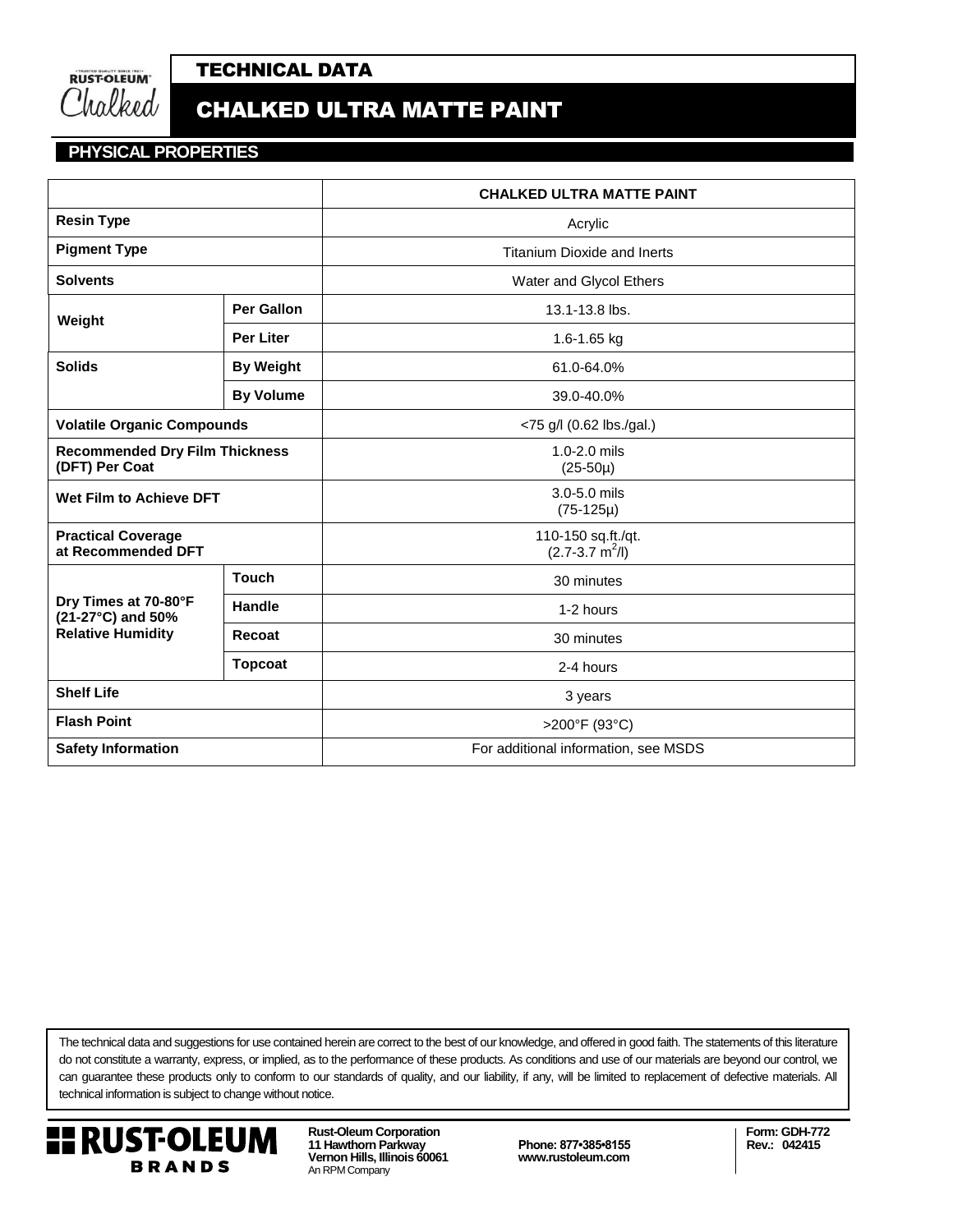# TECHNICAL DATA

# CHALKED ULTRA MATTE PAINT

## PHYSICAL PROPERTIES

| | | CHALKED ULTRA MATTE PAINT |
|---|---|---|
| **Resin Type** | | Acrylic |
| **Pigment Type** | | Titanium Dioxide and Inerts |
| **Solvents** | | Water and Glycol Ethers |
| **Weight** | **Per Gallon** | 13.1-13.8 lbs. |
| | **Per Liter** | 1.6-1.65 kg |
| **Solids** | **By Weight** | 61.0-64.0% |
| | **By Volume** | 39.0-40.0% |
| **Volatile Organic Compounds** | | <75 g/l (0.62 lbs./gal.) |
| **Recommended Dry Film Thickness (DFT) Per Coat** | | 1.0-2.0 mils (25-50μ) |
| **Wet Film to Achieve DFT** | | 3.0-5.0 mils (75-125μ) |
| **Practical Coverage at Recommended DFT** | | 110-150 sq.ft./qt. (2.7-3.7 $m^2$/l) |
| **Dry Times at 70-80°F (21-27°C) and 50% Relative Humidity** | **Touch** | 30 minutes |
| | **Handle** | 1-2 hours |
| | **Recoat** | 30 minutes |
| | **Topcoat** | 2-4 hours |
| **Shelf Life** | | 3 years |
| **Flash Point** | | >200°F (93°C) |
| **Safety Information** | | For additional information, see MSDS |

The technical data and suggestions for use contained herein are correct to the best of our knowledge, and offered in good faith. The statements of this literature do not constitute a warranty, express, or implied, as to the performance of these products. As conditions and use of our materials are beyond our control, we can guarantee these products only to conform to our standards of quality, and our liability, if any, will be limited to replacement of defective materials. All technical information is subject to change without notice.

**Rust-Oleum Corporation**
**11 Hawthorn Parkway**
**Vernon Hills, Illinois 60061**
An RPM Company

**Phone: 877•385•8155**
**www.rustoleum.com**

**Form: GDH-772**
**Rev.: 042415**